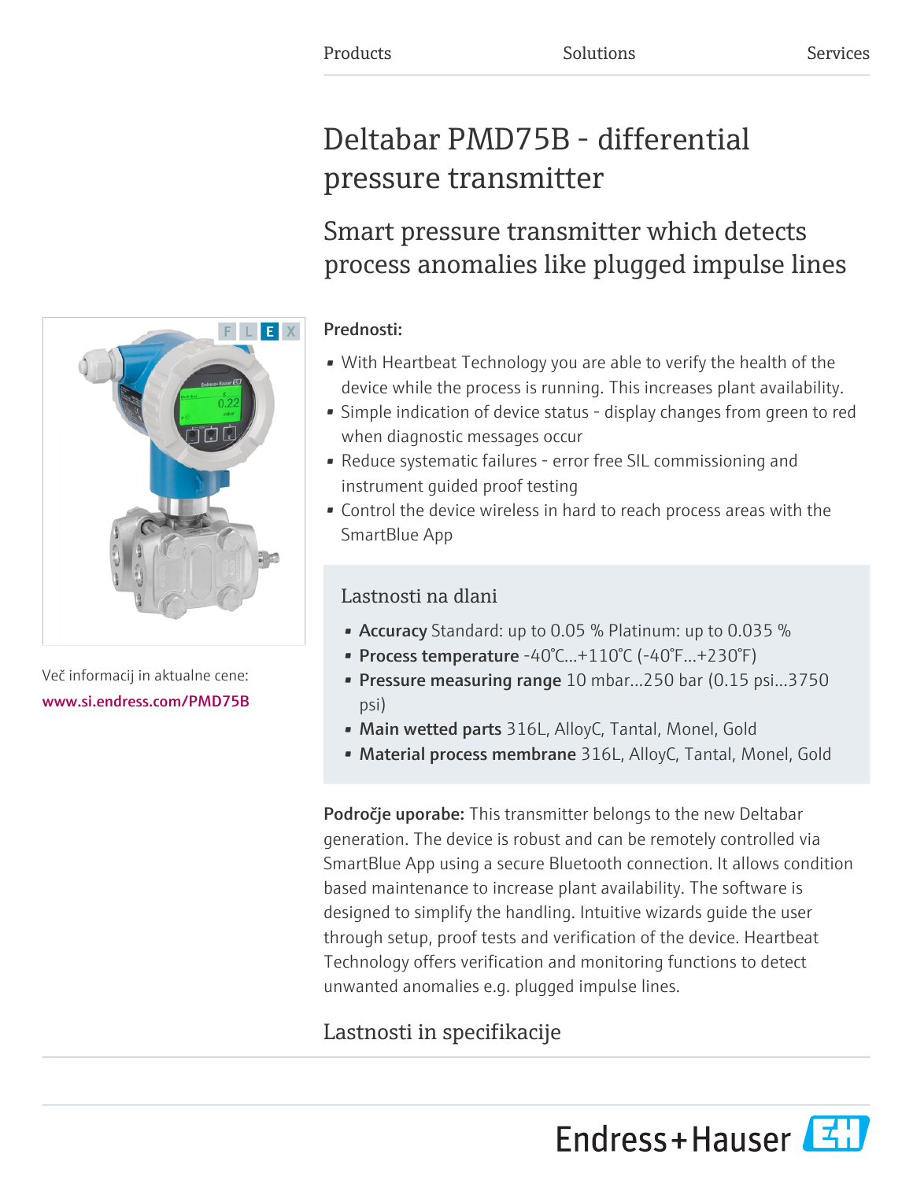Products Solutions Services

# Deltabar PMD75B - differential pressure transmitter

## Smart pressure transmitter which detects process anomalies like plugged impulse lines

**Prednosti:**

- With Heartbeat Technology you are able to verify the health of the device while the process is running. This increases plant availability.
- Simple indication of device status - display changes from green to red when diagnostic messages occur
- Reduce systematic failures - error free SIL commissioning and instrument guided proof testing
- Control the device wireless in hard to reach process areas with the SmartBlue App

### Lastnosti na dlani

- **Accuracy** Standard: up to 0.05 % Platinum: up to 0.035 %
- **Process temperature** -40°C...+110°C (-40°F...+230°F)
- **Pressure measuring range** 10 mbar...250 bar (0.15 psi...3750 psi)
- **Main wetted parts** 316L, AlloyC, Tantal, Monel, Gold
- **Material process membrane** 316L, AlloyC, Tantal, Monel, Gold

**Področje uporabe:** This transmitter belongs to the new Deltabar generation. The device is robust and can be remotely controlled via SmartBlue App using a secure Bluetooth connection. It allows condition based maintenance to increase plant availability. The software is designed to simplify the handling. Intuitive wizards guide the user through setup, proof tests and verification of the device. Heartbeat Technology offers verification and monitoring functions to detect unwanted anomalies e.g. plugged impulse lines.

Več informacij in aktualne cene:
www.si.endress.com/PMD75B

## Lastnosti in specifikacije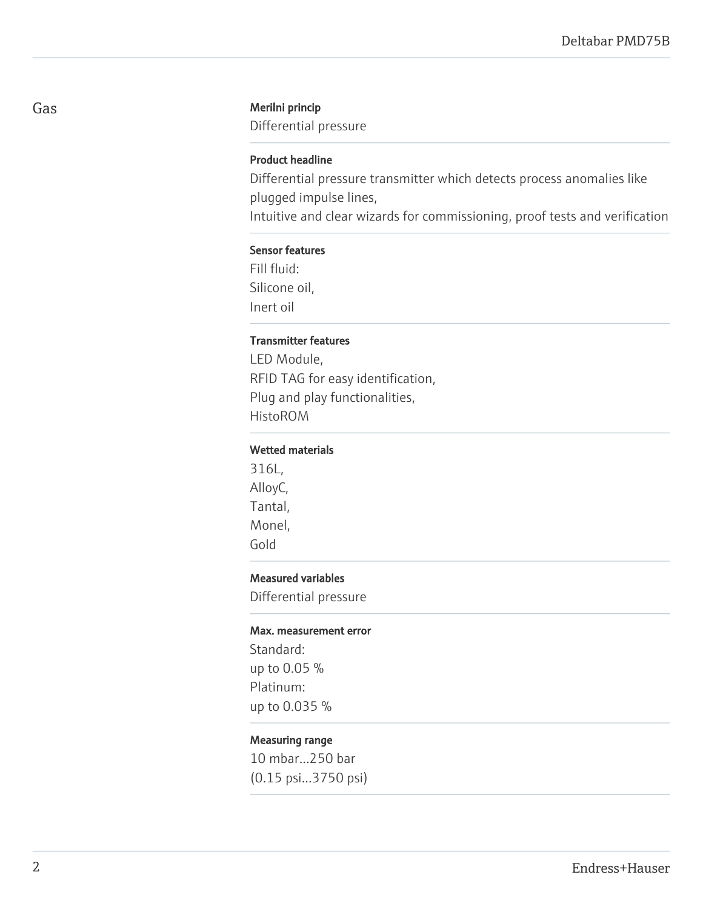## Gas

**Merilni princip**

Differential pressure

**Product headline**

Differential pressure transmitter which detects process anomalies like plugged impulse lines,
Intuitive and clear wizards for commissioning, proof tests and verification

**Sensor features**

Fill fluid:
Silicone oil,
Inert oil

**Transmitter features**

LED Module,
RFID TAG for easy identification,
Plug and play functionalities,
HistoROM

**Wetted materials**

316L,
AlloyC,
Tantal,
Monel,
Gold

**Measured variables**

Differential pressure

**Max. measurement error**

Standard:
up to 0.05 %
Platinum:
up to 0.035 %

**Measuring range**

10 mbar...250 bar
(0.15 psi...3750 psi)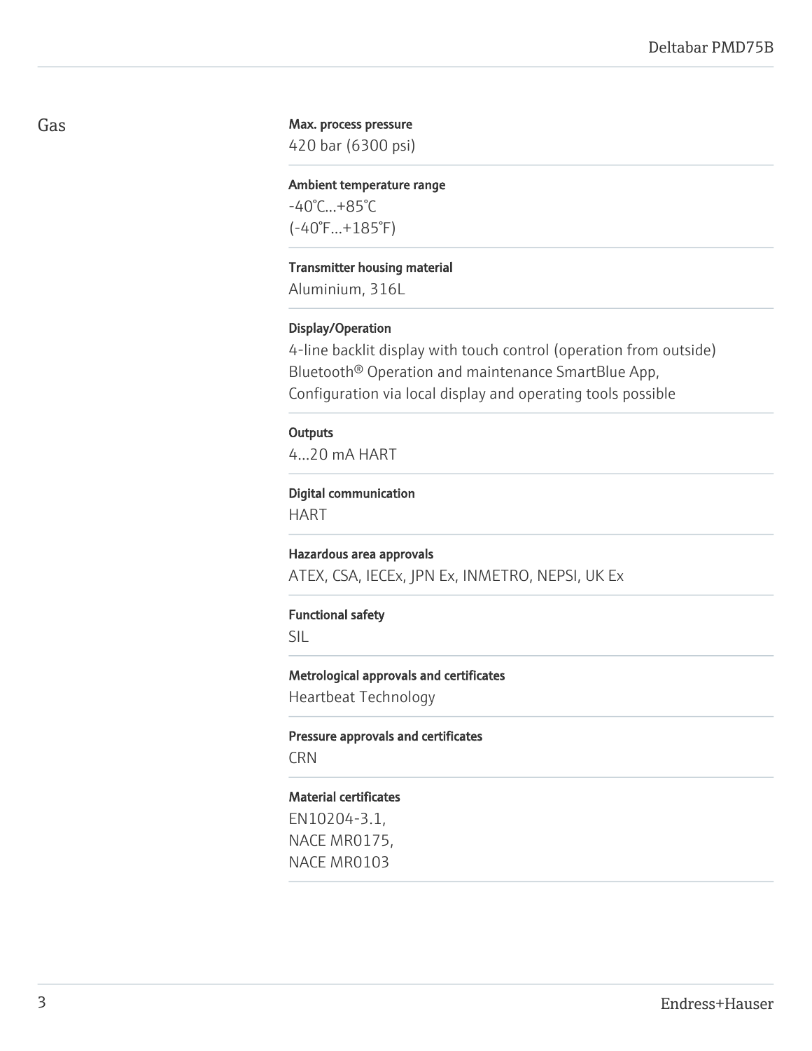## Gas

**Max. process pressure**
420 bar (6300 psi)

**Ambient temperature range**
-40°C...+85°C
(-40°F...+185°F)

**Transmitter housing material**
Aluminium, 316L

**Display/Operation**
4-line backlit display with touch control (operation from outside)
Bluetooth® Operation and maintenance SmartBlue App,
Configuration via local display and operating tools possible

**Outputs**
4...20 mA HART

**Digital communication**
HART

**Hazardous area approvals**
ATEX, CSA, IECEx, JPN Ex, INMETRO, NEPSI, UK Ex

**Functional safety**
SIL

**Metrological approvals and certificates**
Heartbeat Technology

**Pressure approvals and certificates**
CRN

**Material certificates**
EN10204-3.1,
NACE MR0175,
NACE MR0103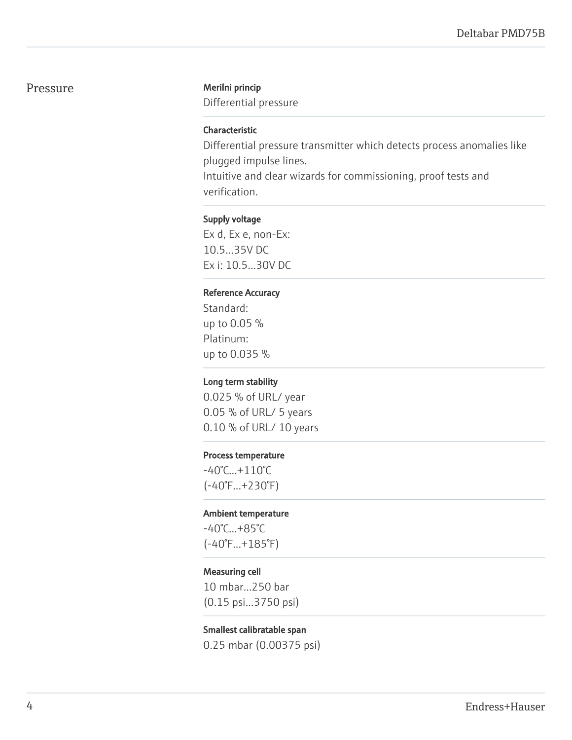## Pressure

### Merilni princip

Differential pressure

### Characteristic

Differential pressure transmitter which detects process anomalies like plugged impulse lines.
Intuitive and clear wizards for commissioning, proof tests and verification.

### Supply voltage

Ex d, Ex e, non-Ex:
10.5...35V DC
Ex i: 10.5...30V DC

### Reference Accuracy

Standard:
up to 0.05 %
Platinum:
up to 0.035 %

### Long term stability

0.025 % of URL/ year
0.05 % of URL/ 5 years
0.10 % of URL/ 10 years

### Process temperature

-40°C...+110°C
(-40°F...+230°F)

### Ambient temperature

-40°C...+85°C
(-40°F...+185°F)

### Measuring cell

10 mbar...250 bar
(0.15 psi...3750 psi)

### Smallest calibratable span

0.25 mbar (0.00375 psi)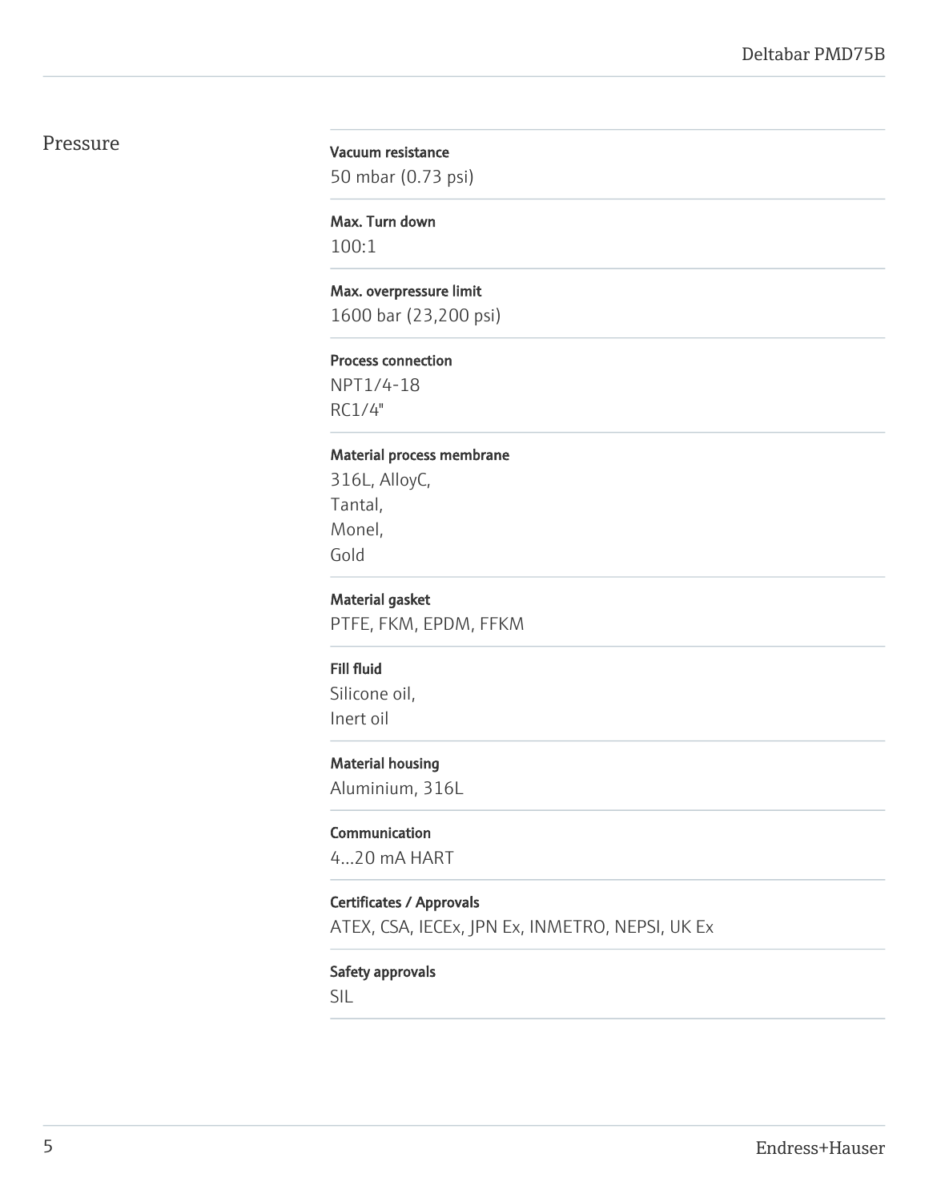## Pressure

**Vacuum resistance**
50 mbar (0.73 psi)

**Max. Turn down**
100:1

**Max. overpressure limit**
1600 bar (23,200 psi)

**Process connection**
NPT1/4-18
RC1/4"

**Material process membrane**
316L, AlloyC,
Tantal,
Monel,
Gold

**Material gasket**
PTFE, FKM, EPDM, FFKM

**Fill fluid**
Silicone oil,
Inert oil

**Material housing**
Aluminium, 316L

**Communication**
4...20 mA HART

**Certificates / Approvals**
ATEX, CSA, IECEx, JPN Ex, INMETRO, NEPSI, UK Ex

**Safety approvals**
SIL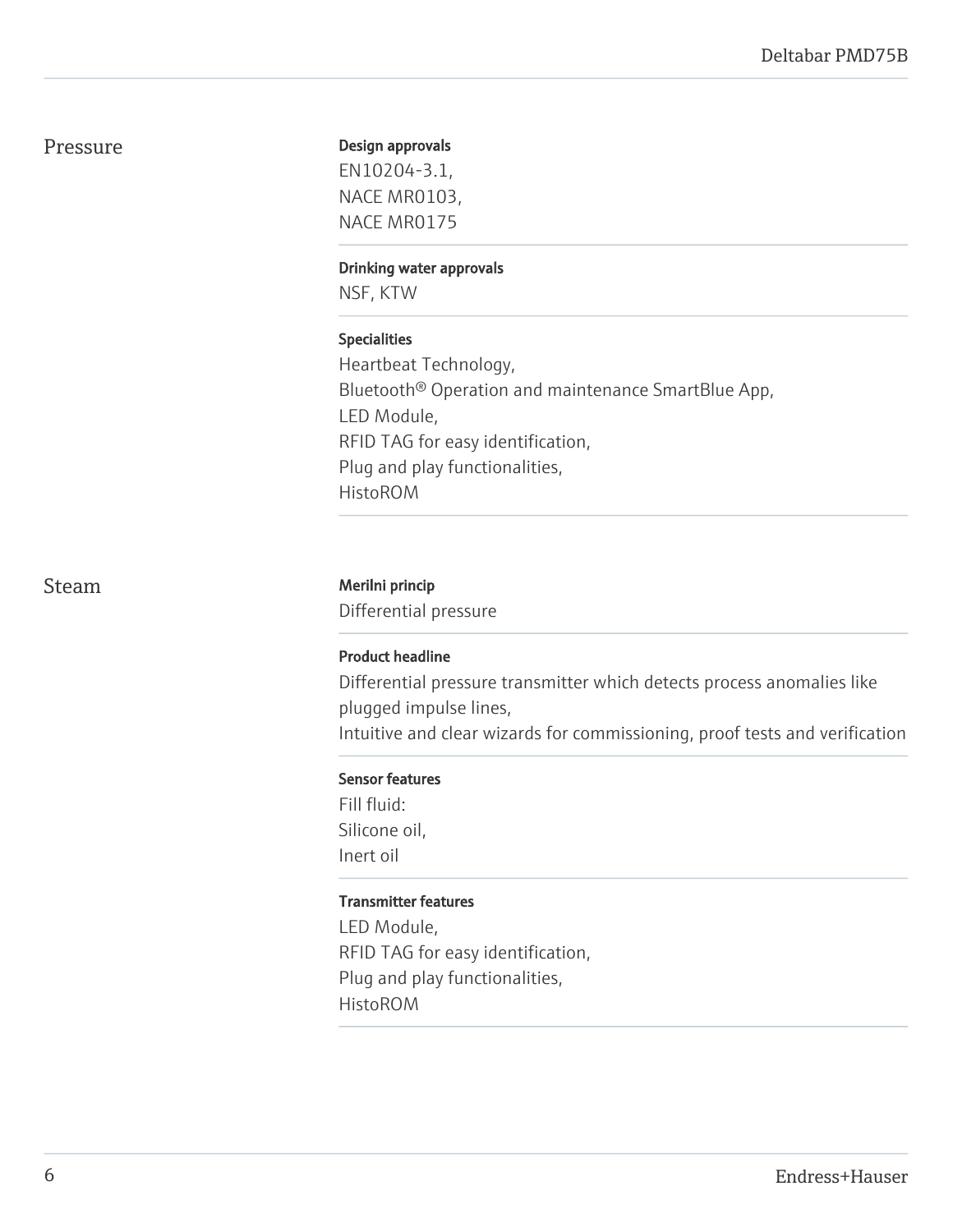## Pressure

**Design approvals**

EN10204-3.1,
NACE MR0103,
NACE MR0175

**Drinking water approvals**

NSF, KTW

**Specialities**

Heartbeat Technology,
Bluetooth® Operation and maintenance SmartBlue App,
LED Module,
RFID TAG for easy identification,
Plug and play functionalities,
HistoROM

## Steam

**Merilni princip**

Differential pressure

**Product headline**

Differential pressure transmitter which detects process anomalies like plugged impulse lines,
Intuitive and clear wizards for commissioning, proof tests and verification

**Sensor features**

Fill fluid:
Silicone oil,
Inert oil

**Transmitter features**

LED Module,
RFID TAG for easy identification,
Plug and play functionalities,
HistoROM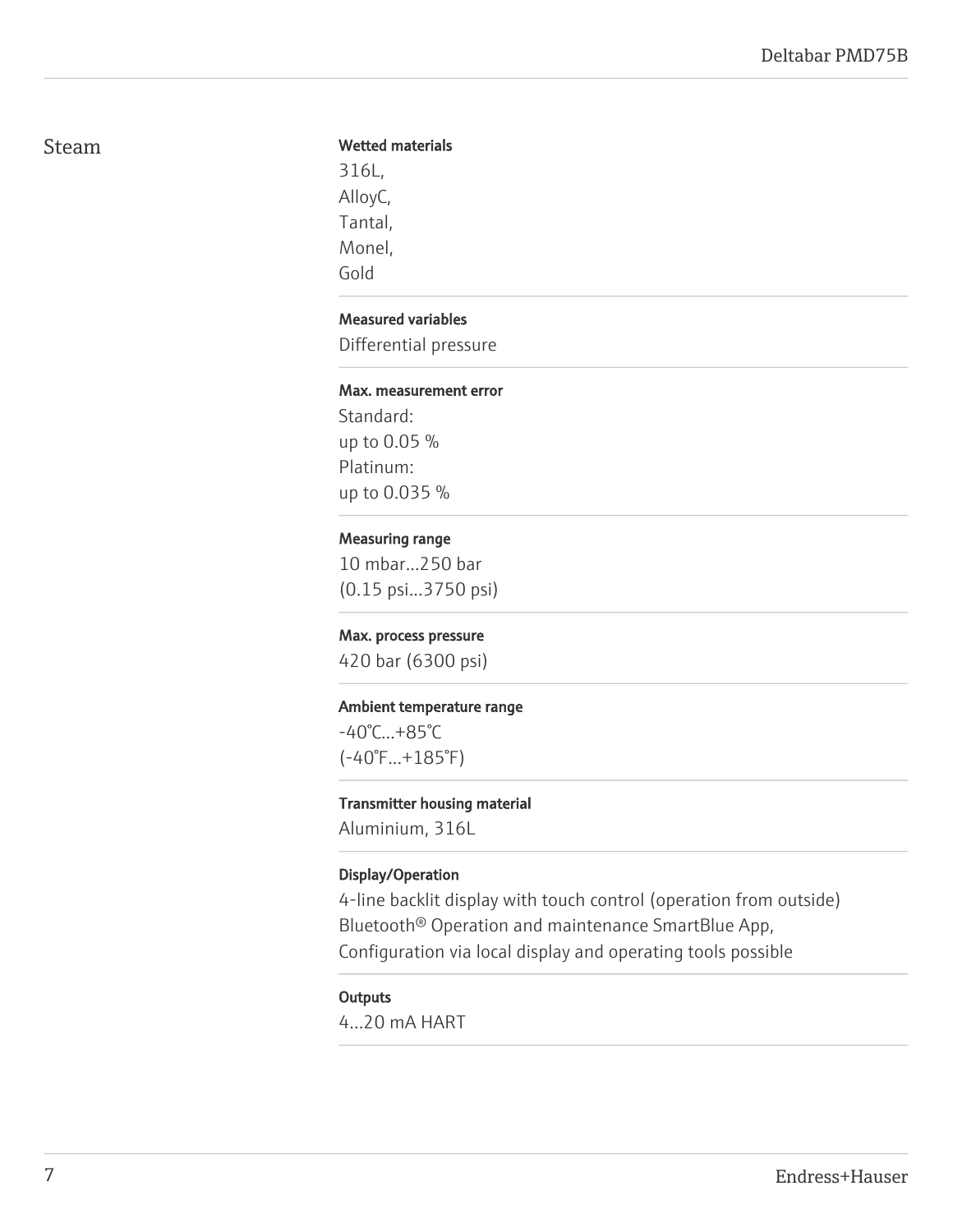## Steam

**Wetted materials**
316L,
AlloyC,
Tantal,
Monel,
Gold

**Measured variables**
Differential pressure

**Max. measurement error**
Standard:
up to 0.05 %
Platinum:
up to 0.035 %

**Measuring range**
10 mbar...250 bar
(0.15 psi...3750 psi)

**Max. process pressure**
420 bar (6300 psi)

**Ambient temperature range**
-40°C...+85°C
(-40°F...+185°F)

**Transmitter housing material**
Aluminium, 316L

**Display/Operation**
4-line backlit display with touch control (operation from outside)
Bluetooth® Operation and maintenance SmartBlue App,
Configuration via local display and operating tools possible

**Outputs**
4...20 mA HART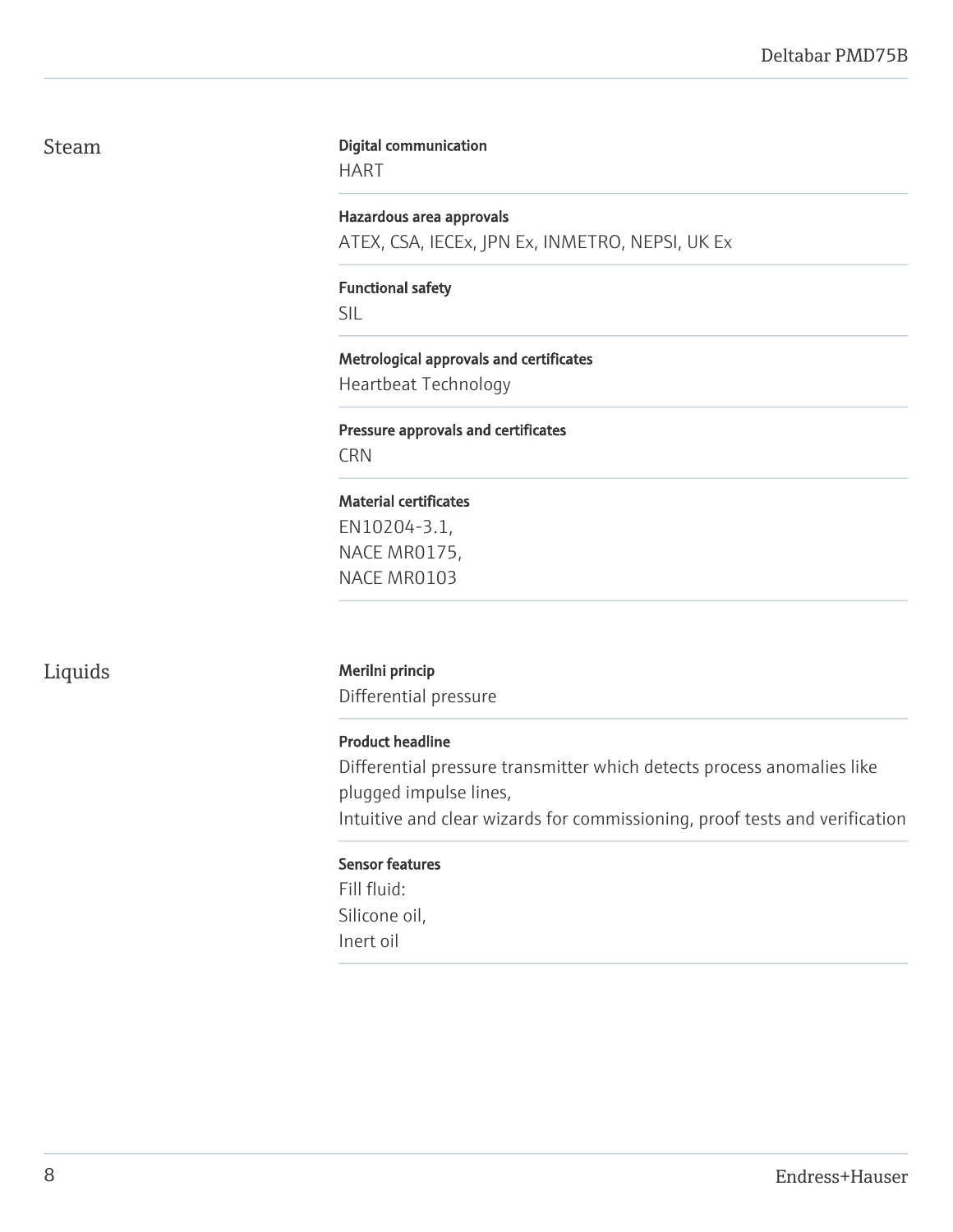## Steam

**Digital communication**
HART

**Hazardous area approvals**
ATEX, CSA, IECEx, JPN Ex, INMETRO, NEPSI, UK Ex

**Functional safety**
SIL

**Metrological approvals and certificates**
Heartbeat Technology

**Pressure approvals and certificates**
CRN

**Material certificates**
EN10204-3.1,
NACE MR0175,
NACE MR0103

## Liquids

**Merilni princip**
Differential pressure

**Product headline**
Differential pressure transmitter which detects process anomalies like plugged impulse lines,
Intuitive and clear wizards for commissioning, proof tests and verification

**Sensor features**
Fill fluid:
Silicone oil,
Inert oil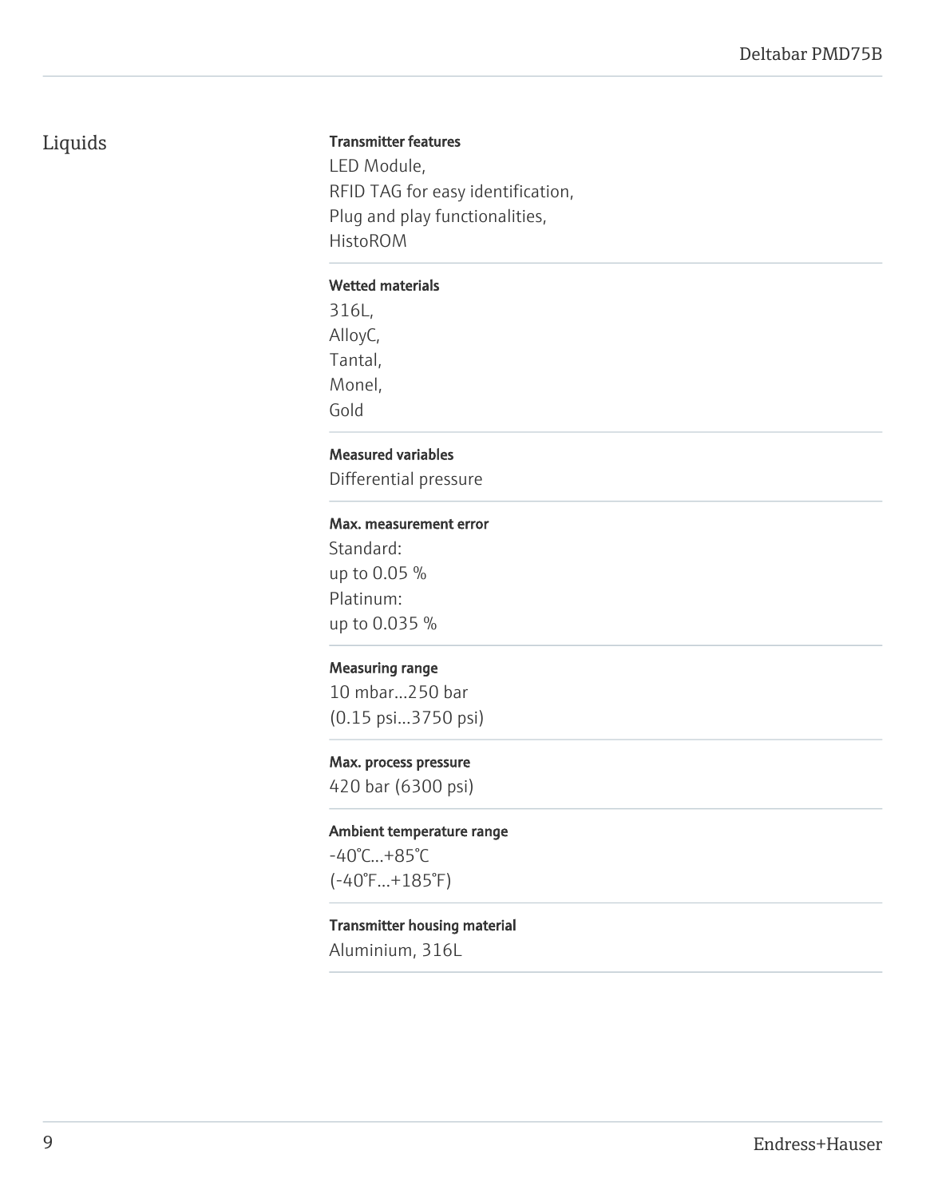## Liquids

**Transmitter features**

LED Module,
RFID TAG for easy identification,
Plug and play functionalities,
HistoROM

**Wetted materials**

316L,
AlloyC,
Tantal,
Monel,
Gold

**Measured variables**

Differential pressure

**Max. measurement error**

Standard:
up to 0.05 %
Platinum:
up to 0.035 %

**Measuring range**

10 mbar...250 bar
(0.15 psi...3750 psi)

**Max. process pressure**

420 bar (6300 psi)

**Ambient temperature range**

-40°C...+85°C
(-40°F...+185°F)

**Transmitter housing material**

Aluminium, 316L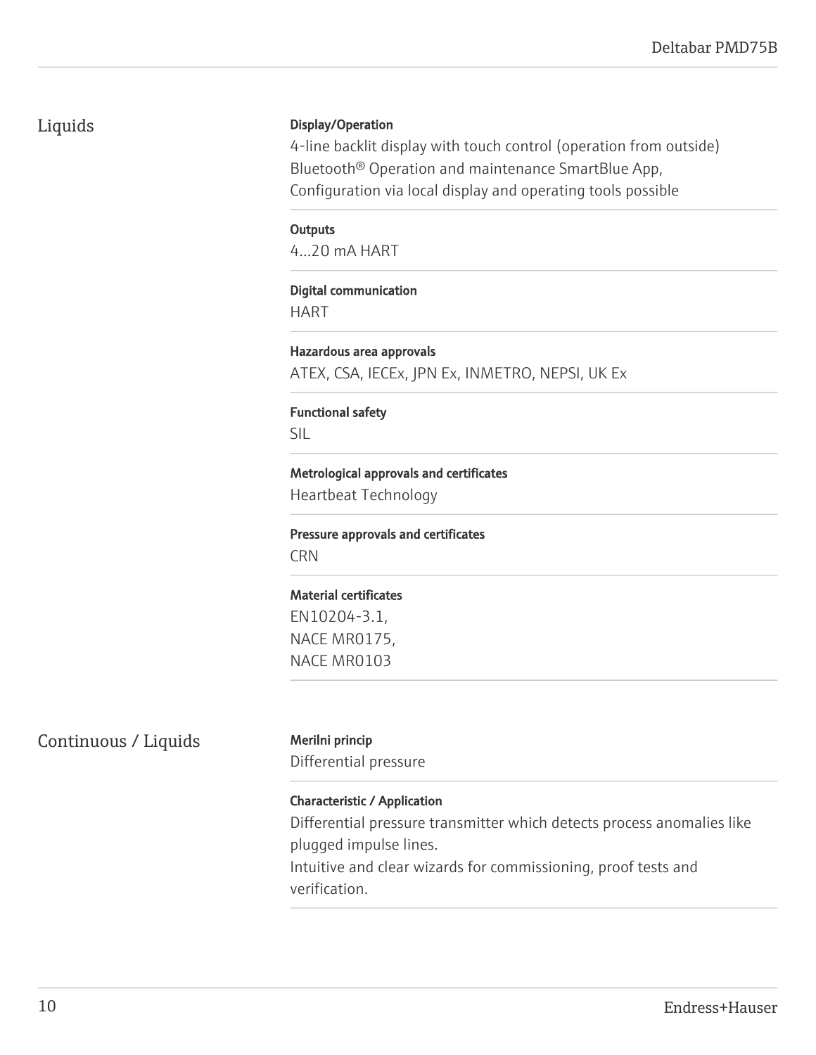## Liquids

**Display/Operation**
4-line backlit display with touch control (operation from outside)
Bluetooth® Operation and maintenance SmartBlue App,
Configuration via local display and operating tools possible

**Outputs**
4...20 mA HART

**Digital communication**
HART

**Hazardous area approvals**
ATEX, CSA, IECEx, JPN Ex, INMETRO, NEPSI, UK Ex

**Functional safety**
SIL

**Metrological approvals and certificates**
Heartbeat Technology

**Pressure approvals and certificates**
CRN

**Material certificates**
EN10204-3.1,
NACE MR0175,
NACE MR0103

## Continuous / Liquids

**Merilni princip**
Differential pressure

**Characteristic / Application**
Differential pressure transmitter which detects process anomalies like plugged impulse lines.
Intuitive and clear wizards for commissioning, proof tests and verification.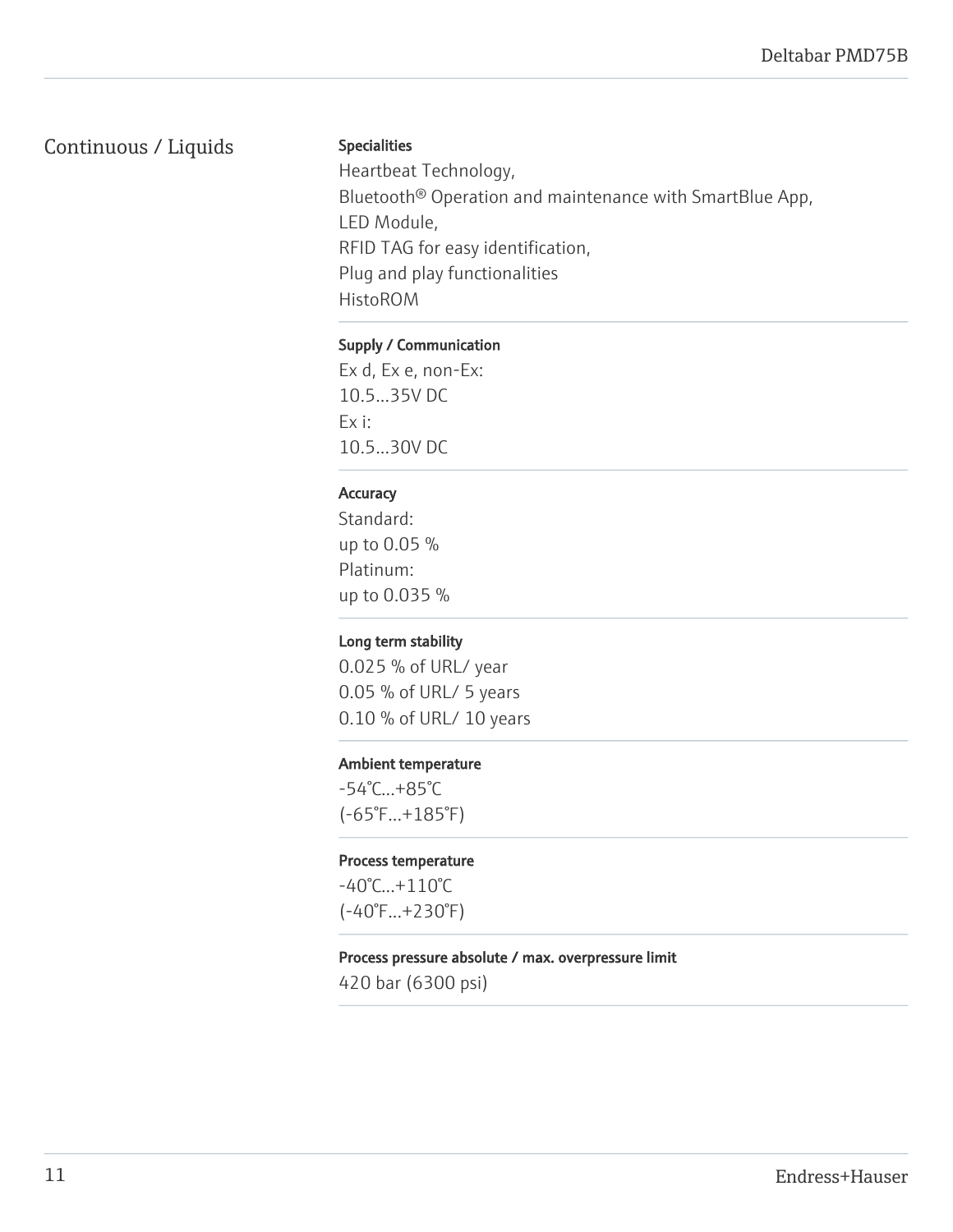## Continuous / Liquids

**Specialities**

Heartbeat Technology,
Bluetooth® Operation and maintenance with SmartBlue App,
LED Module,
RFID TAG for easy identification,
Plug and play functionalities
HistoROM

**Supply / Communication**

Ex d, Ex e, non-Ex:
10.5...35V DC
Ex i:
10.5...30V DC

**Accuracy**

Standard:
up to 0.05 %
Platinum:
up to 0.035 %

**Long term stability**

0.025 % of URL/ year
0.05 % of URL/ 5 years
0.10 % of URL/ 10 years

**Ambient temperature**

-54°C...+85°C
(-65°F...+185°F)

**Process temperature**

-40°C...+110°C
(-40°F...+230°F)

**Process pressure absolute / max. overpressure limit**

420 bar (6300 psi)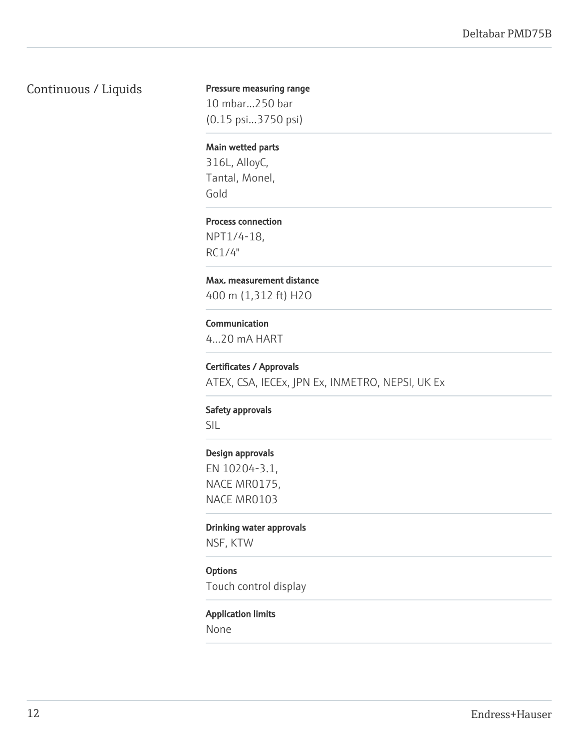## Continuous / Liquids

**Pressure measuring range**
10 mbar...250 bar
(0.15 psi...3750 psi)

**Main wetted parts**
316L, AlloyC,
Tantal, Monel,
Gold

**Process connection**
NPT1/4-18,
RC1/4"

**Max. measurement distance**
400 m (1,312 ft) H2O

**Communication**
4...20 mA HART

**Certificates / Approvals**
ATEX, CSA, IECEx, JPN Ex, INMETRO, NEPSI, UK Ex

**Safety approvals**
SIL

**Design approvals**
EN 10204-3.1,
NACE MR0175,
NACE MR0103

**Drinking water approvals**
NSF, KTW

**Options**
Touch control display

**Application limits**
None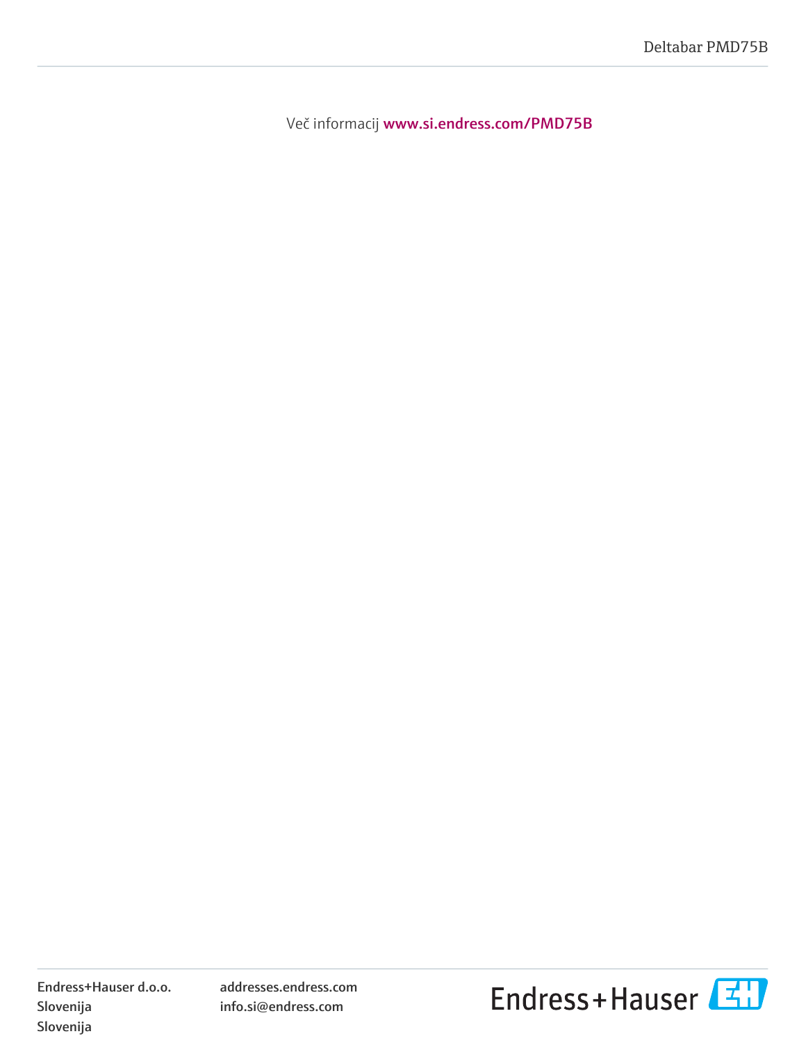Več informacij www.si.endress.com/PMD75B

Endress+Hauser d.o.o.
Slovenija
Slovenija

addresses.endress.com
info.si@endress.com

Endress+Hauser